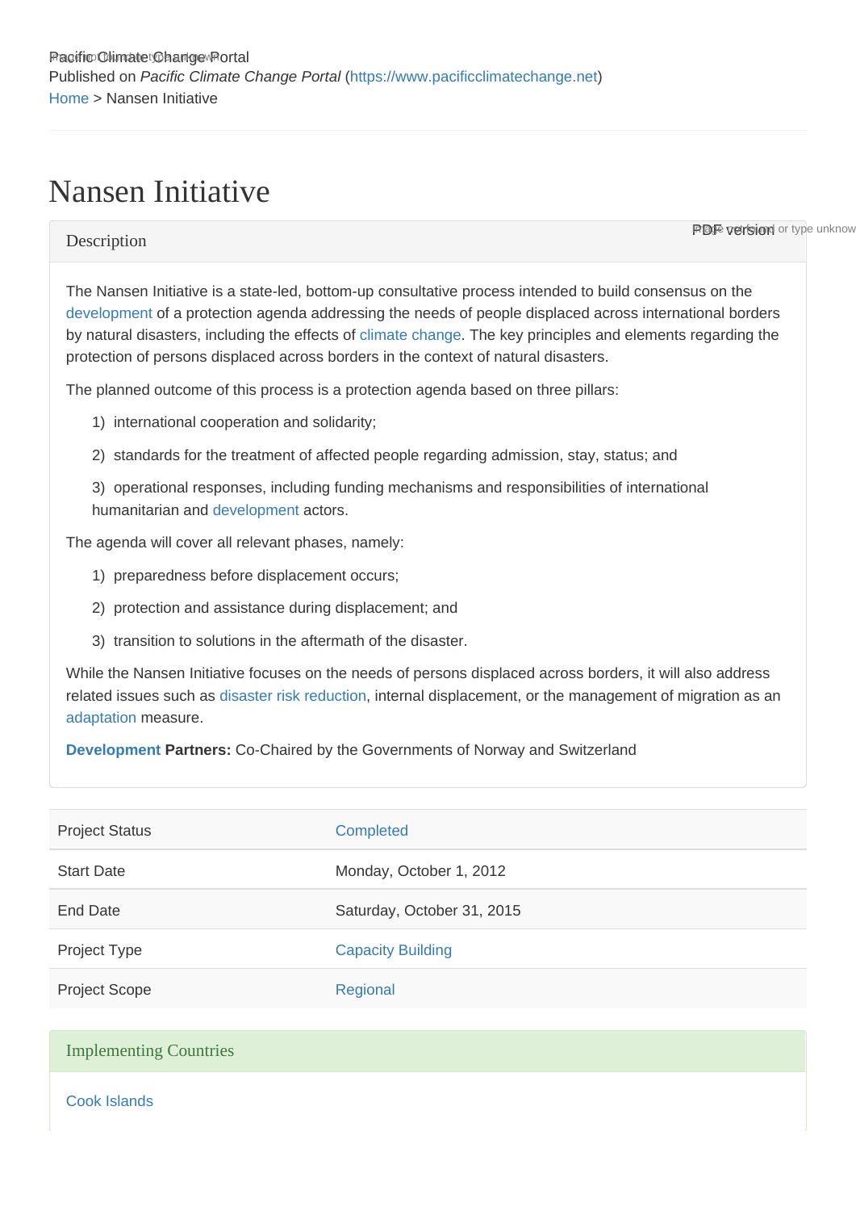Pacific Climate Change Portal
Published on *Pacific Climate Change Portal* (https://www.pacificclimatechange.net)
Home > Nansen Initiative

# Nansen Initiative

## Description

PDF version

The Nansen Initiative is a state-led, bottom-up consultative process intended to build consensus on the development of a protection agenda addressing the needs of people displaced across international borders by natural disasters, including the effects of climate change. The key principles and elements regarding the protection of persons displaced across borders in the context of natural disasters.

The planned outcome of this process is a protection agenda based on three pillars:

1) international cooperation and solidarity;

2) standards for the treatment of affected people regarding admission, stay, status; and

3) operational responses, including funding mechanisms and responsibilities of international humanitarian and development actors.

The agenda will cover all relevant phases, namely:

1) preparedness before displacement occurs;

2) protection and assistance during displacement; and

3) transition to solutions in the aftermath of the disaster.

While the Nansen Initiative focuses on the needs of persons displaced across borders, it will also address related issues such as disaster risk reduction, internal displacement, or the management of migration as an adaptation measure.

**Development Partners:** Co-Chaired by the Governments of Norway and Switzerland

| | |
|---|---|
| Project Status | Completed |
| Start Date | Monday, October 1, 2012 |
| End Date | Saturday, October 31, 2015 |
| Project Type | Capacity Building |
| Project Scope | Regional |

## Implementing Countries

Cook Islands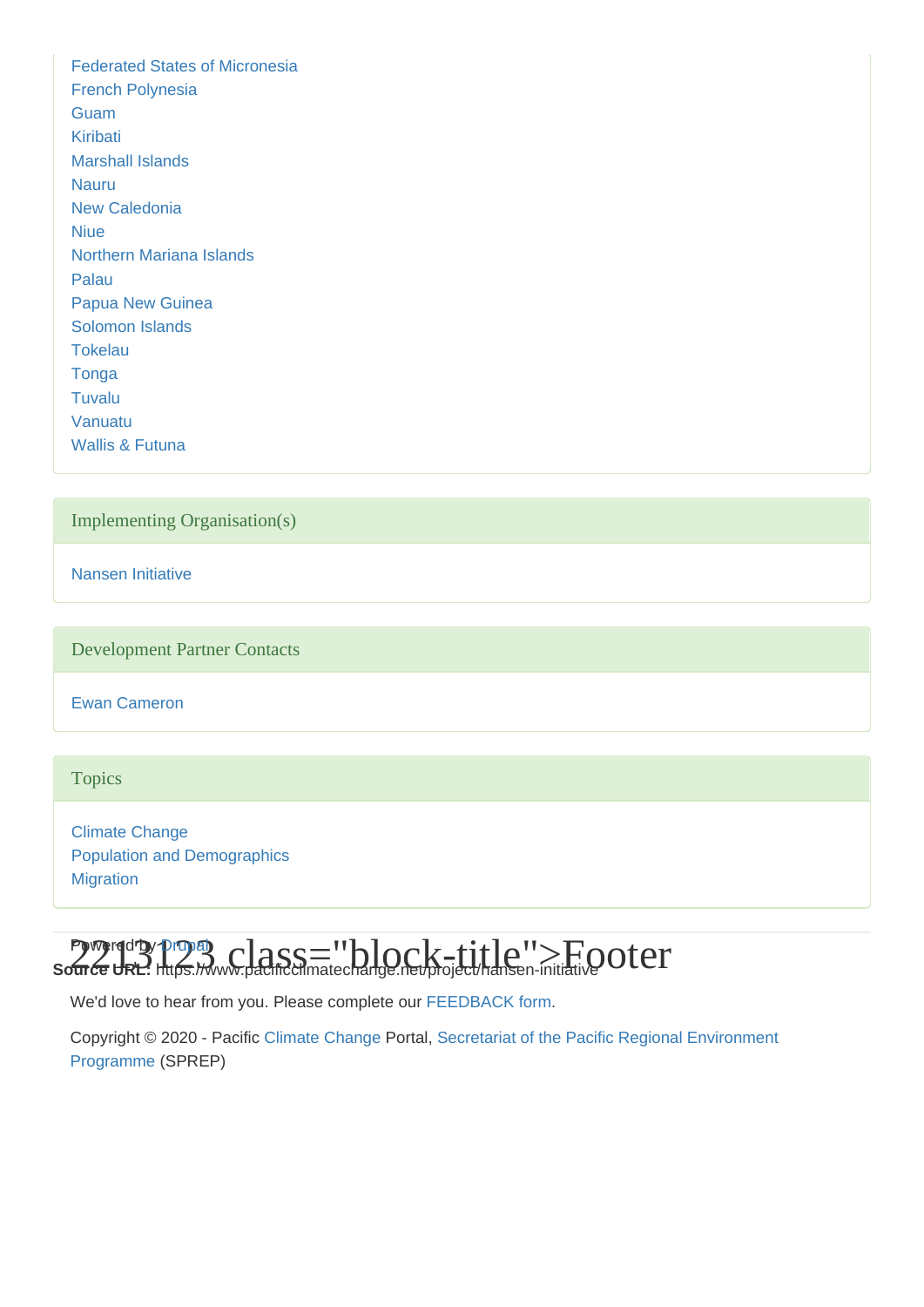Federated States of Micronesia
French Polynesia
Guam
Kiribati
Marshall Islands
Nauru
New Caledonia
Niue
Northern Mariana Islands
Palau
Papua New Guinea
Solomon Islands
Tokelau
Tonga
Tuvalu
Vanuatu
Wallis & Futuna

## Implementing Organisation(s)

Nansen Initiative

## Development Partner Contacts

Ewan Cameron

## Topics

Climate Change
Population and Demographics
Migration

Powered by Drupal

22131 23 class="block-title">Footer

**Source URL:** https://www.pacificclimatechange.net/project/nansen-initiative

We'd love to hear from you. Please complete our FEEDBACK form.

Copyright © 2020 - Pacific Climate Change Portal, Secretariat of the Pacific Regional Environment Programme (SPREP)